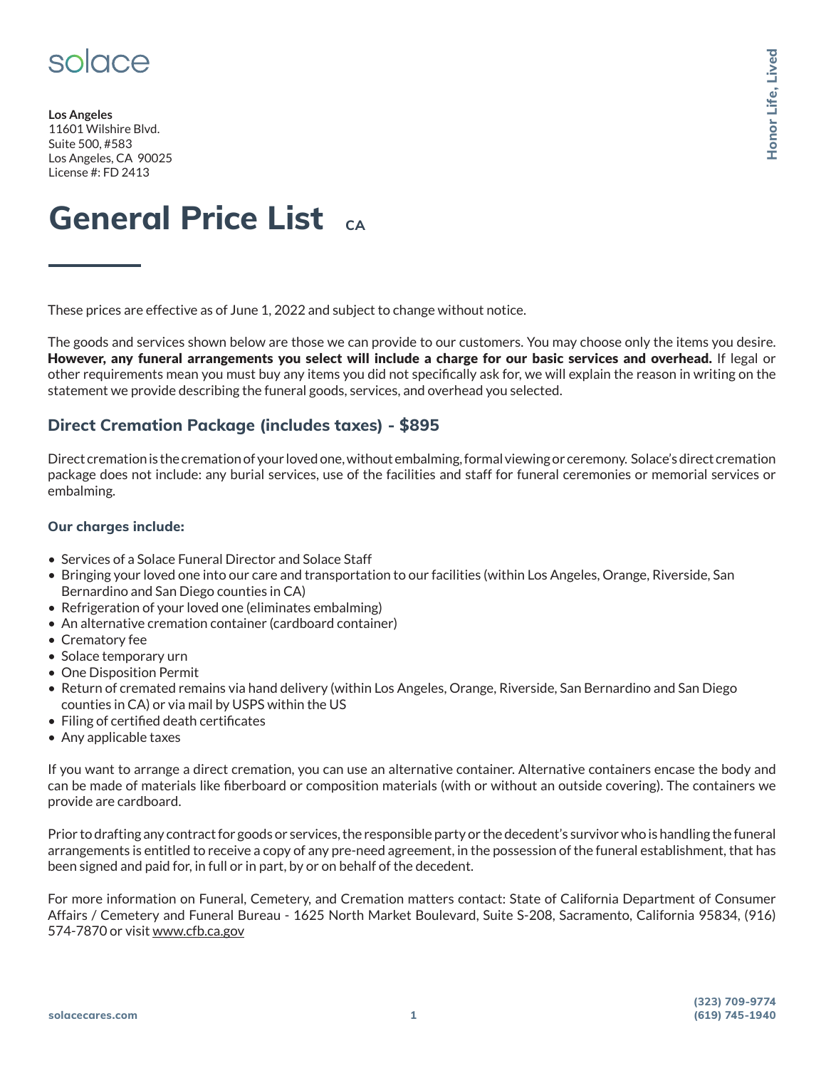solace

**Los Angeles**
11601 Wilshire Blvd.
Suite 500, #583
Los Angeles, CA 90025
License #: FD 2413

Honor Life, Lived

# General Price List CA

These prices are effective as of June 1, 2022 and subject to change without notice.

The goods and services shown below are those we can provide to our customers. You may choose only the items you desire. **However, any funeral arrangements you select will include a charge for our basic services and overhead.** If legal or other requirements mean you must buy any items you did not specifically ask for, we will explain the reason in writing on the statement we provide describing the funeral goods, services, and overhead you selected.

## Direct Cremation Package (includes taxes) - $895

Direct cremation is the cremation of your loved one, without embalming, formal viewing or ceremony. Solace's direct cremation package does not include: any burial services, use of the facilities and staff for funeral ceremonies or memorial services or embalming.

### Our charges include:

- Services of a Solace Funeral Director and Solace Staff
- Bringing your loved one into our care and transportation to our facilities (within Los Angeles, Orange, Riverside, San Bernardino and San Diego counties in CA)
- Refrigeration of your loved one (eliminates embalming)
- An alternative cremation container (cardboard container)
- Crematory fee
- Solace temporary urn
- One Disposition Permit
- Return of cremated remains via hand delivery (within Los Angeles, Orange, Riverside, San Bernardino and San Diego counties in CA) or via mail by USPS within the US
- Filing of certified death certificates
- Any applicable taxes

If you want to arrange a direct cremation, you can use an alternative container. Alternative containers encase the body and can be made of materials like fiberboard or composition materials (with or without an outside covering). The containers we provide are cardboard.

Prior to drafting any contract for goods or services, the responsible party or the decedent's survivor who is handling the funeral arrangements is entitled to receive a copy of any pre-need agreement, in the possession of the funeral establishment, that has been signed and paid for, in full or in part, by or on behalf of the decedent.

For more information on Funeral, Cemetery, and Cremation matters contact: State of California Department of Consumer Affairs / Cemetery and Funeral Bureau - 1625 North Market Boulevard, Suite S-208, Sacramento, California 95834, (916) 574-7870 or visit www.cfb.ca.gov

solacecares.com

(323) 709-9774
(619) 745-1940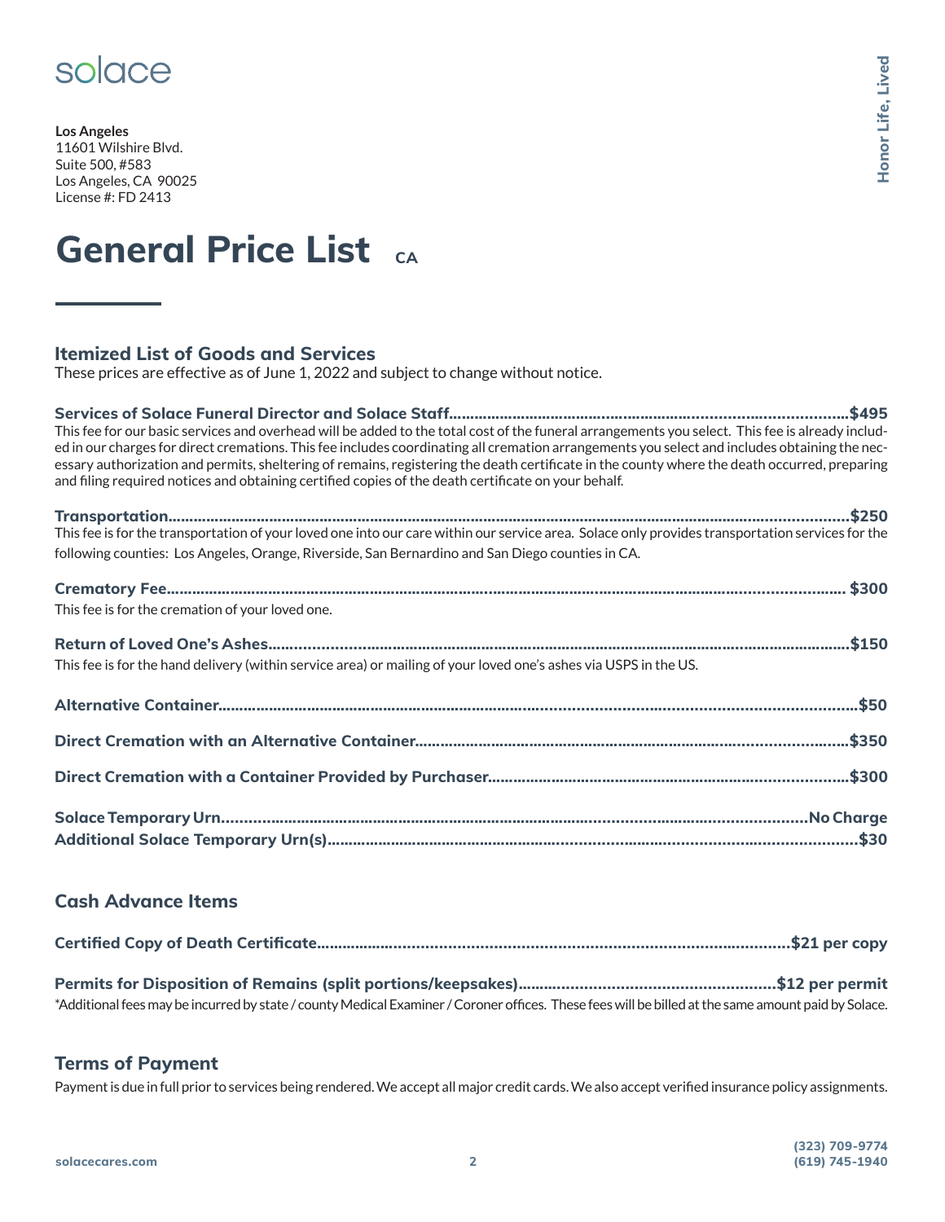solace

**Los Angeles**
11601 Wilshire Blvd.
Suite 500, #583
Los Angeles, CA 90025
License #: FD 2413

Honor Life, Lived

# General Price List CA

## Itemized List of Goods and Services

These prices are effective as of June 1, 2022 and subject to change without notice.

**Services of Solace Funeral Director and Solace Staff............................................................$495**
This fee for our basic services and overhead will be added to the total cost of the funeral arrangements you select. This fee is already included in our charges for direct cremations. This fee includes coordinating all cremation arrangements you select and includes obtaining the necessary authorization and permits, sheltering of remains, registering the death certificate in the county where the death occurred, preparing and filing required notices and obtaining certified copies of the death certificate on your behalf.

**Transportation............................................................$250**
This fee is for the transportation of your loved one into our care within our service area. Solace only provides transportation services for the following counties: Los Angeles, Orange, Riverside, San Bernardino and San Diego counties in CA.

**Crematory Fee............................................................$300**
This fee is for the cremation of your loved one.

**Return of Loved One's Ashes............................................................$150**
This fee is for the hand delivery (within service area) or mailing of your loved one's ashes via USPS in the US.

**Alternative Container............................................................$50**

**Direct Cremation with an Alternative Container............................................................$350**

**Direct Cremation with a Container Provided by Purchaser............................................................$300**

**Solace Temporary Urn............................................................No Charge**
**Additional Solace Temporary Urn(s)............................................................$30**

## Cash Advance Items

**Certified Copy of Death Certificate............................................................$21 per copy**

**Permits for Disposition of Remains (split portions/keepsakes)............................................................$12 per permit**
*Additional fees may be incurred by state / county Medical Examiner / Coroner offices. These fees will be billed at the same amount paid by Solace.

## Terms of Payment

Payment is due in full prior to services being rendered. We accept all major credit cards. We also accept verified insurance policy assignments.

solacecares.com

(323) 709-9774
(619) 745-1940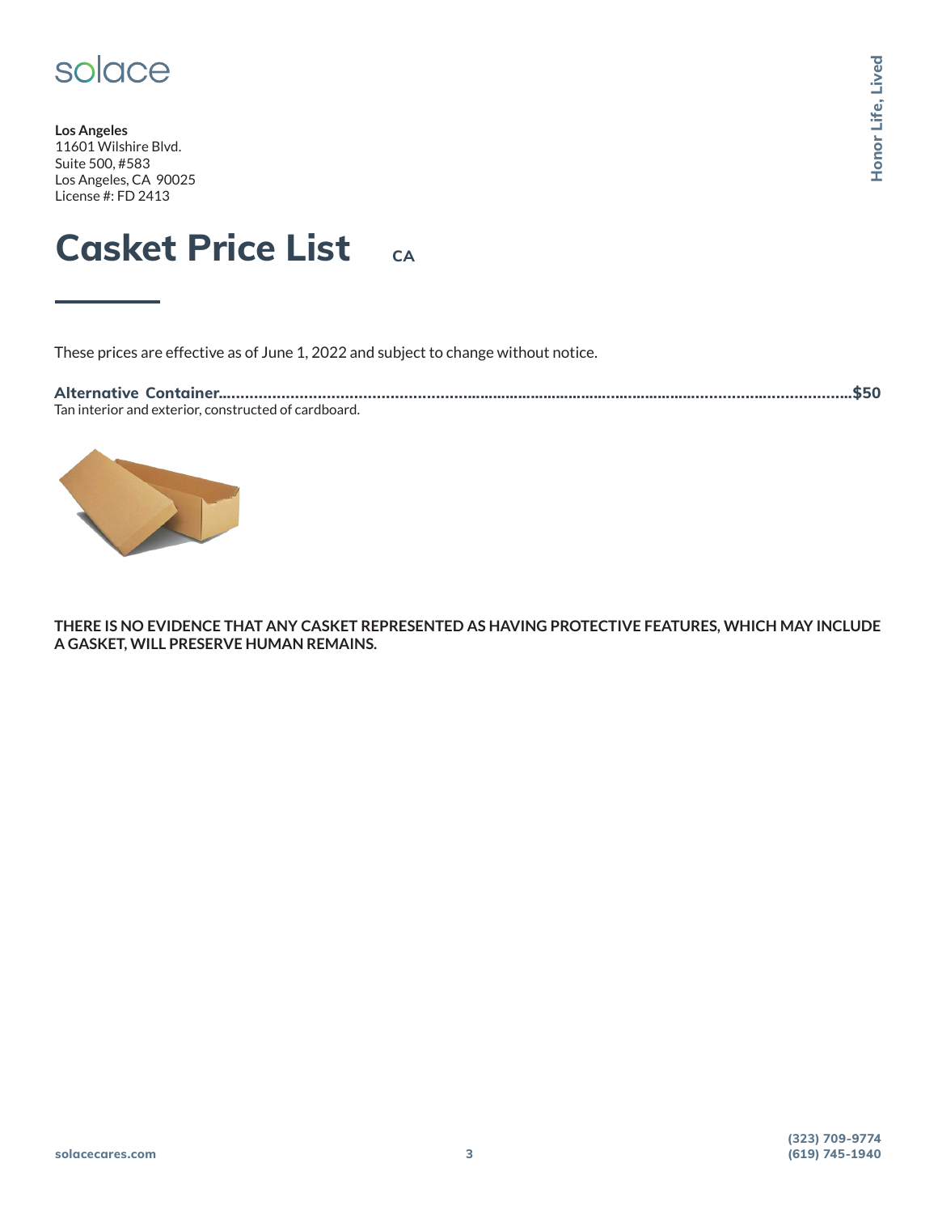solace

**Los Angeles**
11601 Wilshire Blvd.
Suite 500, #583
Los Angeles, CA 90025
License #: FD 2413

Honor Life, Lived

# Casket Price List CA

These prices are effective as of June 1, 2022 and subject to change without notice.

**Alternative Container..........................................................................................................................................$50**
Tan interior and exterior, constructed of cardboard.

**THERE IS NO EVIDENCE THAT ANY CASKET REPRESENTED AS HAVING PROTECTIVE FEATURES, WHICH MAY INCLUDE A GASKET, WILL PRESERVE HUMAN REMAINS.**

solacecares.com

(323) 709-9774
(619) 745-1940